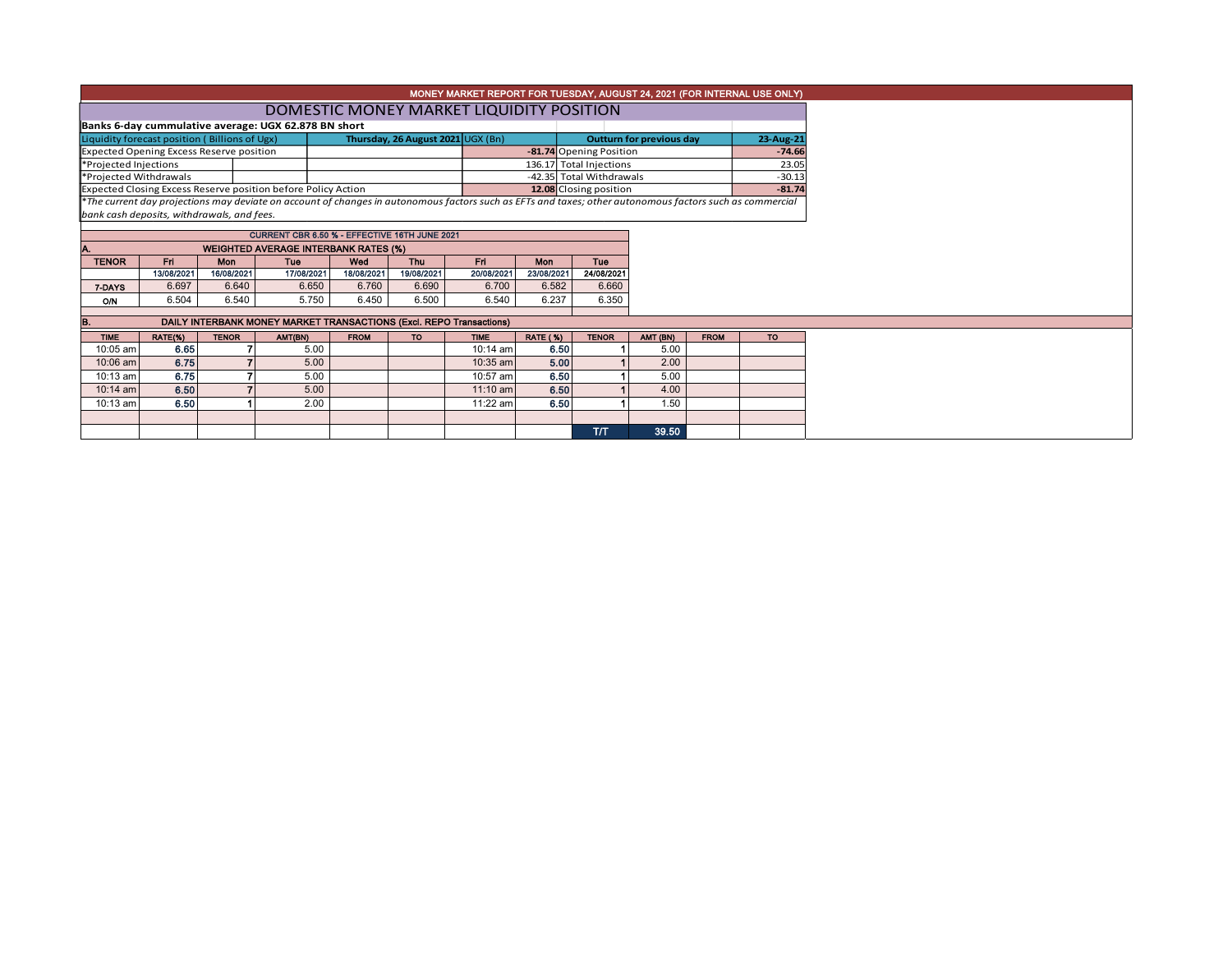# MONEY MARKET REPORT FOR TUESDAY, AUGUST 24, 2021 (FOR INTERNAL USE ONLY)

## DOMESTIC MONEY MARKET LIQUIDITY POSITION

**Banks 6-day cummulative average: UGX 62.878 BN short**

| Liquidity forecast position ( Billions of Ugx) | Thursday, 26 August 2021 UGX (Bn) | Outturn for previous day | 23-Aug-21 |
|---|---|---|---|
| Expected Opening Excess Reserve position | **-81.74** | Opening Position | **-74.66** |
| *Projected Injections | 136.17 | Total Injections | 23.05 |
| *Projected Withdrawals | -42.35 | Total Withdrawals | -30.13 |
| Expected Closing Excess Reserve position before Policy Action | **12.08** | Closing position | **-81.74** |

*\*The current day projections may deviate on account of changes in autonomous factors such as EFTs and taxes; other autonomous factors such as commercial bank cash deposits, withdrawals, and fees.*

CURRENT CBR 6.50 % - EFFECTIVE 16TH JUNE 2021

### A. WEIGHTED AVERAGE INTERBANK RATES (%)

| TENOR | Fri | Mon | Tue | Wed | Thu | Fri | Mon | Tue |
|---|---|---|---|---|---|---|---|---|
| | 13/08/2021 | 16/08/2021 | 17/08/2021 | 18/08/2021 | 19/08/2021 | 20/08/2021 | 23/08/2021 | 24/08/2021 |
| 7-DAYS | 6.697 | 6.640 | 6.650 | 6.760 | 6.690 | 6.700 | 6.582 | 6.660 |
| O/N | 6.504 | 6.540 | 5.750 | 6.450 | 6.500 | 6.540 | 6.237 | 6.350 |

### B. DAILY INTERBANK MONEY MARKET TRANSACTIONS (Excl. REPO Transactions)

| TIME | RATE(%) | TENOR | AMT(BN) | FROM | TO | TIME | RATE ( %) | TENOR | AMT (BN) | FROM | TO |
|---|---|---|---|---|---|---|---|---|---|---|---|
| 10:05 am | 6.65 | 7 | 5.00 | | | 10:14 am | 6.50 | 1 | 5.00 | | |
| 10:06 am | 6.75 | 7 | 5.00 | | | 10:35 am | 5.00 | 1 | 2.00 | | |
| 10:13 am | 6.75 | 7 | 5.00 | | | 10:57 am | 6.50 | 1 | 5.00 | | |
| 10:14 am | 6.50 | 7 | 5.00 | | | 11:10 am | 6.50 | 1 | 4.00 | | |
| 10:13 am | 6.50 | 1 | 2.00 | | | 11:22 am | 6.50 | 1 | 1.50 | | |
| | | | | | | | | | | | |
| | | | | | | | | T/T | 39.50 | | |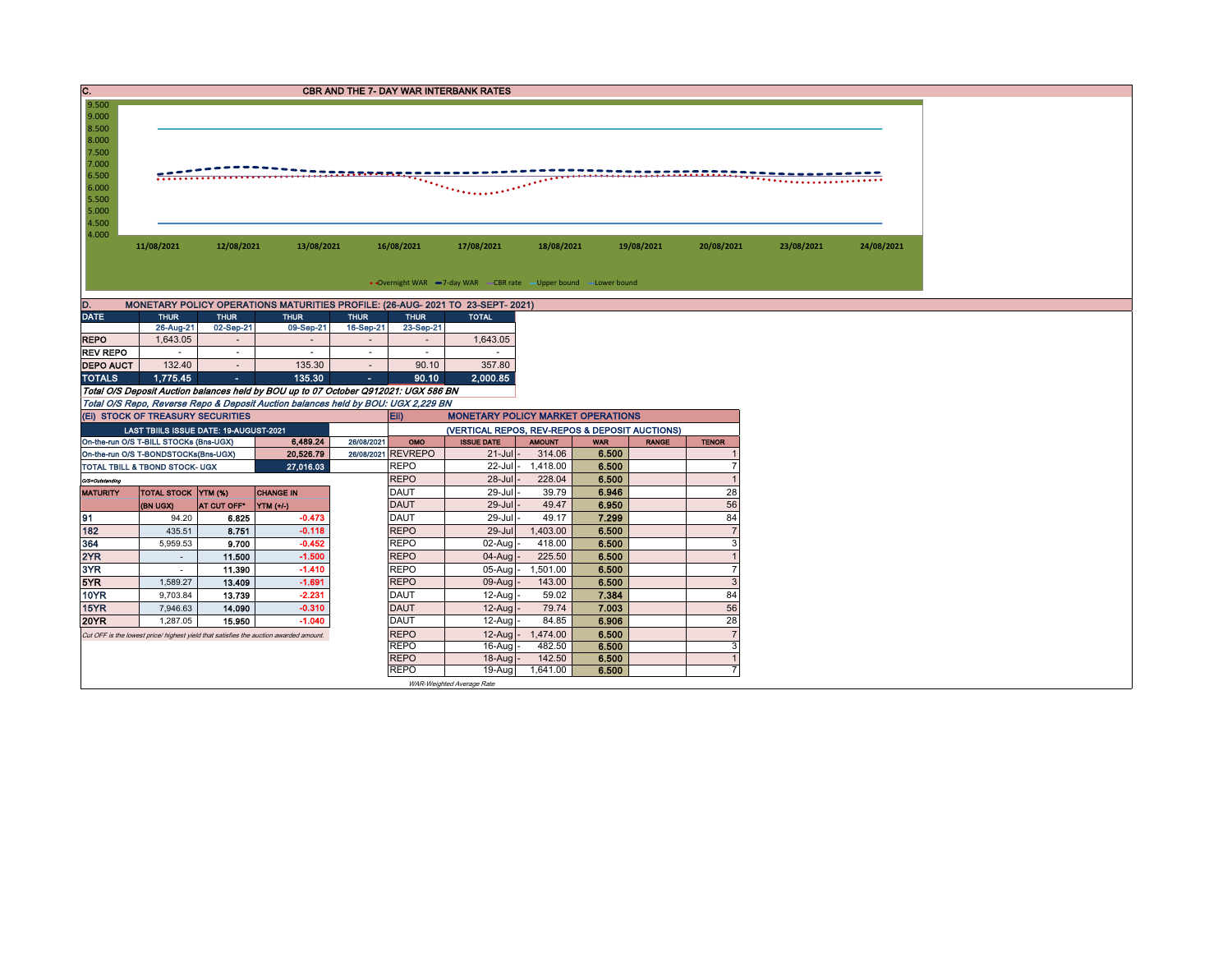## C. CBR AND THE 7- DAY WAR INTERBANK RATES

9.500
9.000
8.500
8.000
7.500
7.000
6.500
6.000
5.500
5.000
4.500
4.000

11/08/2021 12/08/2021 13/08/2021 16/08/2021 17/08/2021 18/08/2021 19/08/2021 20/08/2021 23/08/2021 24/08/2021

Overnight WAR — 7-day WAR — CBR rate — Upper bound — Lower bound

## D. MONETARY POLICY OPERATIONS MATURITIES PROFILE: (26-AUG- 2021 TO 23-SEPT- 2021)

| DATE | THUR | THUR | THUR | THUR | THUR | TOTAL |
|---|---|---|---|---|---|---|
| | 26-Aug-21 | 02-Sep-21 | 09-Sep-21 | 16-Sep-21 | 23-Sep-21 | |
| REPO | 1,643.05 | - | - | - | - | 1,643.05 |
| REV REPO | - | - | - | - | - | - |
| DEPO AUCT | 132.40 | - | 135.30 | - | 90.10 | 357.80 |
| TOTALS | 1,775.45 | - | 135.30 | - | 90.10 | 2,000.85 |

*Total O/S Deposit Auction balances held by BOU up to 07 October Q912021: UGX 586 BN*

*Total O/S Repo, Reverse Repo & Deposit Auction balances held by BOU: UGX 2,229 BN*

### (EI) STOCK OF TREASURY SECURITIES

| LAST TBIILS ISSUE DATE: 19-AUGUST-2021 | | |
|---|---|---|
| On-the-run O/S T-BILL STOCKs (Bns-UGX) | 6,489.24 | 26/08/2021 |
| On-the-run O/S T-BONDSTOCKs(Bns-UGX) | 20,526.79 | 26/08/2021 |
| TOTAL TBILL & TBOND STOCK- UGX | 27,016.03 | |

O/S=Outstanding

| MATURITY | TOTAL STOCK (BN UGX) | YTM (%) AT CUT OFF* | CHANGE IN YTM (+/-) |
|---|---|---|---|
| 91 | 94.20 | 6.825 | -0.473 |
| 182 | 435.51 | 8.751 | -0.118 |
| 364 | 5,959.53 | 9.700 | -0.452 |
| 2YR | - | 11.500 | -1.500 |
| 3YR | - | 11.390 | -1.410 |
| 5YR | 1,589.27 | 13.409 | -1.691 |
| 10YR | 9,703.84 | 13.739 | -2.231 |
| 15YR | 7,946.63 | 14.090 | -0.310 |
| 20YR | 1,287.05 | 15.950 | -1.040 |

*Cut OFF is the lowest price/ highest yield that satisfies the auction awarded amount.*

### Eii) MONETARY POLICY MARKET OPERATIONS

(VERTICAL REPOS, REV-REPOS & DEPOSIT AUCTIONS)

| OMO | ISSUE DATE | AMOUNT | WAR | RANGE | TENOR |
|---|---|---|---|---|---|
| REVREPO | 21-Jul | 314.06 | 6.500 | | 1 |
| REPO | 22-Jul | 1,418.00 | 6.500 | | 7 |
| REPO | 28-Jul | 228.04 | 6.500 | | 1 |
| DAUT | 29-Jul | 39.79 | 6.946 | | 28 |
| DAUT | 29-Jul | 49.47 | 6.950 | | 56 |
| DAUT | 29-Jul | 49.17 | 7.299 | | 84 |
| REPO | 29-Jul | 1,403.00 | 6.500 | | 7 |
| REPO | 02-Aug | 418.00 | 6.500 | | 3 |
| REPO | 04-Aug | 225.50 | 6.500 | | 1 |
| REPO | 05-Aug | 1,501.00 | 6.500 | | 7 |
| REPO | 09-Aug | 143.00 | 6.500 | | 3 |
| DAUT | 12-Aug | 59.02 | 7.384 | | 84 |
| DAUT | 12-Aug | 79.74 | 7.003 | | 56 |
| DAUT | 12-Aug | 84.85 | 6.906 | | 28 |
| REPO | 12-Aug | 1,474.00 | 6.500 | | 7 |
| REPO | 16-Aug | 482.50 | 6.500 | | 3 |
| REPO | 18-Aug | 142.50 | 6.500 | | 1 |
| REPO | 19-Aug | 1,641.00 | 6.500 | | 7 |

*WAR-Weighted Average Rate*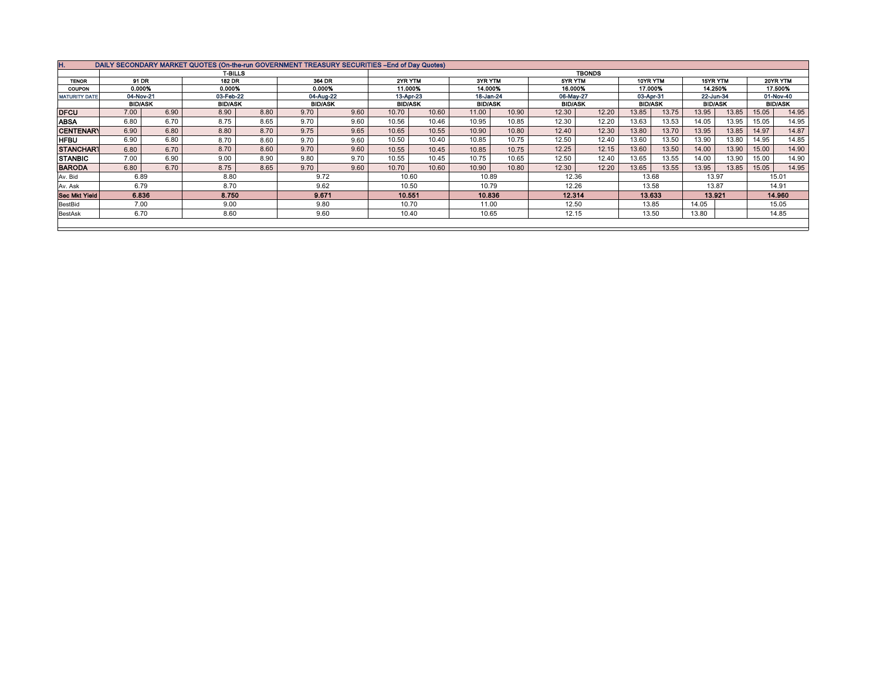H. DAILY SECONDARY MARKET QUOTES (On-the-run GOVERNMENT TREASURY SECURITIES –End of Day Quotes)

| | T-BILLS | | | | | | TBONDS | | | | | | | | | | | |
|---|---|---|---|---|---|---|---|---|---|---|---|---|---|---|---|---|---|---|
| TENOR | 91 DR | | 182 DR | | 364 DR | | 2YR YTM | | 3YR YTM | | 5YR YTM | | 10YR YTM | | 15YR YTM | | 20YR YTM | |
| COUPON | 0.000% | | 0.000% | | 0.000% | | 11.000% | | 14.000% | | 16.000% | | 17.000% | | 14.250% | | 17.500% | |
| MATURITY DATE | 04-Nov-21 | | 03-Feb-22 | | 04-Aug-22 | | 13-Apr-23 | | 18-Jan-24 | | 06-May-27 | | 03-Apr-31 | | 22-Jun-34 | | 01-Nov-40 | |
| | BID/ASK | | BID/ASK | | BID/ASK | | BID/ASK | | BID/ASK | | BID/ASK | | BID/ASK | | BID/ASK | | BID/ASK | |
| DFCU | 7.00 | 6.90 | 8.90 | 8.80 | 9.70 | 9.60 | 10.70 | 10.60 | 11.00 | 10.90 | 12.30 | 12.20 | 13.85 | 13.75 | 13.95 | 13.85 | 15.05 | 14.95 |
| ABSA | 6.80 | 6.70 | 8.75 | 8.65 | 9.70 | 9.60 | 10.56 | 10.46 | 10.95 | 10.85 | 12.30 | 12.20 | 13.63 | 13.53 | 14.05 | 13.95 | 15.05 | 14.95 |
| CENTENARY | 6.90 | 6.80 | 8.80 | 8.70 | 9.75 | 9.65 | 10.65 | 10.55 | 10.90 | 10.80 | 12.40 | 12.30 | 13.80 | 13.70 | 13.95 | 13.85 | 14.97 | 14.87 |
| HFBU | 6.90 | 6.80 | 8.70 | 8.60 | 9.70 | 9.60 | 10.50 | 10.40 | 10.85 | 10.75 | 12.50 | 12.40 | 13.60 | 13.50 | 13.90 | 13.80 | 14.95 | 14.85 |
| STANCHART | 6.80 | 6.70 | 8.70 | 8.60 | 9.70 | 9.60 | 10.55 | 10.45 | 10.85 | 10.75 | 12.25 | 12.15 | 13.60 | 13.50 | 14.00 | 13.90 | 15.00 | 14.90 |
| STANBIC | 7.00 | 6.90 | 9.00 | 8.90 | 9.80 | 9.70 | 10.55 | 10.45 | 10.75 | 10.65 | 12.50 | 12.40 | 13.65 | 13.55 | 14.00 | 13.90 | 15.00 | 14.90 |
| BARODA | 6.80 | 6.70 | 8.75 | 8.65 | 9.70 | 9.60 | 10.70 | 10.60 | 10.90 | 10.80 | 12.30 | 12.20 | 13.65 | 13.55 | 13.95 | 13.85 | 15.05 | 14.95 |
| Av. Bid | 6.89 | | 8.80 | | 9.72 | | 10.60 | | 10.89 | | 12.36 | | 13.68 | | 13.97 | | 15.01 | |
| Av. Ask | 6.79 | | 8.70 | | 9.62 | | 10.50 | | 10.79 | | 12.26 | | 13.58 | | 13.87 | | 14.91 | |
| Sec Mkt Yield | 6.836 | | 8.750 | | 9.671 | | 10.551 | | 10.836 | | 12.314 | | 13.633 | | 13.921 | | 14.960 | |
| BestBid | 7.00 | | 9.00 | | 9.80 | | 10.70 | | 11.00 | | 12.50 | | 13.85 | | 14.05 | | 15.05 | |
| BestAsk | 6.70 | | 8.60 | | 9.60 | | 10.40 | | 10.65 | | 12.15 | | 13.50 | | 13.80 | | 14.85 | |